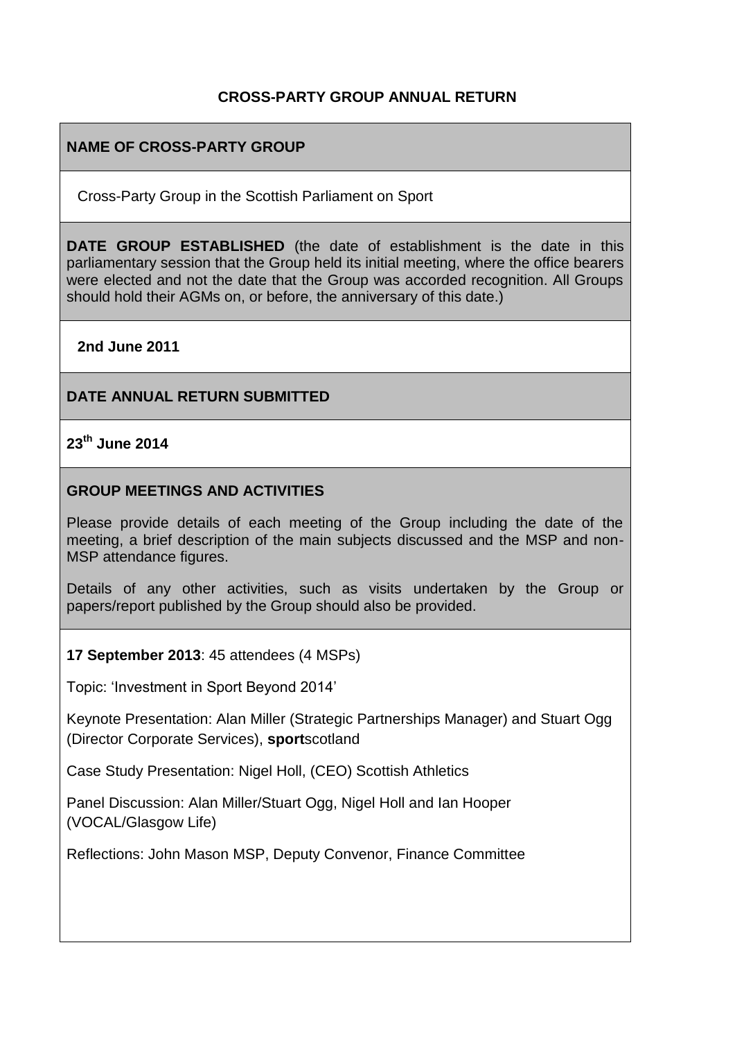**CROSS-PARTY GROUP ANNUAL RETURN**

**NAME OF CROSS-PARTY GROUP**

Cross-Party Group in the Scottish Parliament on Sport

**DATE GROUP ESTABLISHED** (the date of establishment is the date in this parliamentary session that the Group held its initial meeting, where the office bearers were elected and not the date that the Group was accorded recognition. All Groups should hold their AGMs on, or before, the anniversary of this date.)

**2nd June 2011**

**DATE ANNUAL RETURN SUBMITTED**

**23th June 2014**

**GROUP MEETINGS AND ACTIVITIES**

Please provide details of each meeting of the Group including the date of the meeting, a brief description of the main subjects discussed and the MSP and non-MSP attendance figures.

Details of any other activities, such as visits undertaken by the Group or papers/report published by the Group should also be provided.

**17 September 2013**: 45 attendees (4 MSPs)

Topic: 'Investment in Sport Beyond 2014'

Keynote Presentation: Alan Miller (Strategic Partnerships Manager) and Stuart Ogg (Director Corporate Services), **sport**scotland

Case Study Presentation: Nigel Holl, (CEO) Scottish Athletics

Panel Discussion: Alan Miller/Stuart Ogg, Nigel Holl and Ian Hooper (VOCAL/Glasgow Life)

Reflections: John Mason MSP, Deputy Convenor, Finance Committee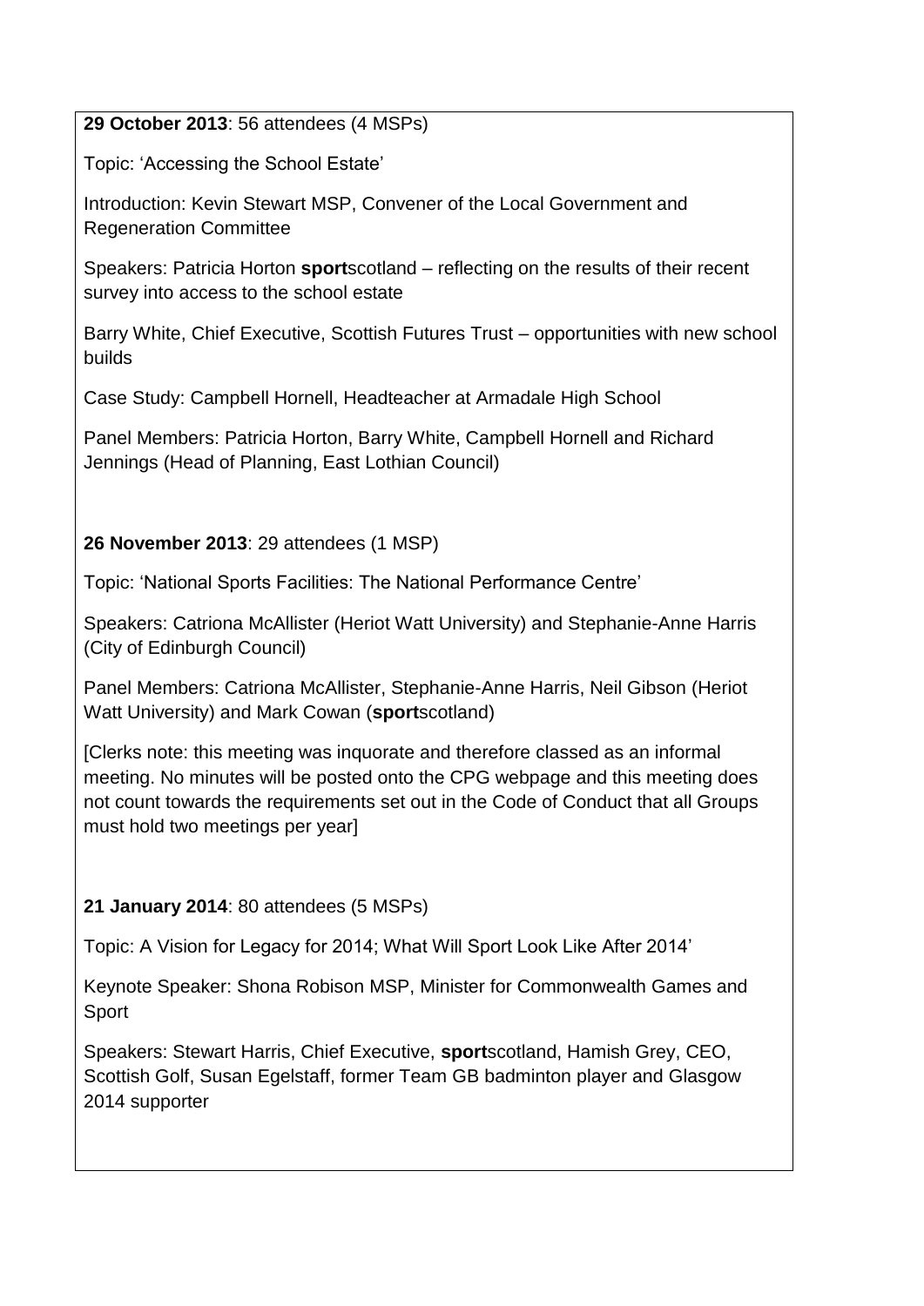**29 October 2013**: 56 attendees (4 MSPs)

Topic: 'Accessing the School Estate'

Introduction: Kevin Stewart MSP, Convener of the Local Government and Regeneration Committee

Speakers: Patricia Horton **sport**scotland – reflecting on the results of their recent survey into access to the school estate

Barry White, Chief Executive, Scottish Futures Trust – opportunities with new school builds

Case Study: Campbell Hornell, Headteacher at Armadale High School

Panel Members: Patricia Horton, Barry White, Campbell Hornell and Richard Jennings (Head of Planning, East Lothian Council)

**26 November 2013**: 29 attendees (1 MSP)

Topic: 'National Sports Facilities: The National Performance Centre'

Speakers: Catriona McAllister (Heriot Watt University) and Stephanie-Anne Harris (City of Edinburgh Council)

Panel Members: Catriona McAllister, Stephanie-Anne Harris, Neil Gibson (Heriot Watt University) and Mark Cowan (**sport**scotland)

[Clerks note: this meeting was inquorate and therefore classed as an informal meeting. No minutes will be posted onto the CPG webpage and this meeting does not count towards the requirements set out in the Code of Conduct that all Groups must hold two meetings per year]

**21 January 2014**: 80 attendees (5 MSPs)

Topic: A Vision for Legacy for 2014; What Will Sport Look Like After 2014'

Keynote Speaker: Shona Robison MSP, Minister for Commonwealth Games and Sport

Speakers: Stewart Harris, Chief Executive, **sport**scotland, Hamish Grey, CEO, Scottish Golf, Susan Egelstaff, former Team GB badminton player and Glasgow 2014 supporter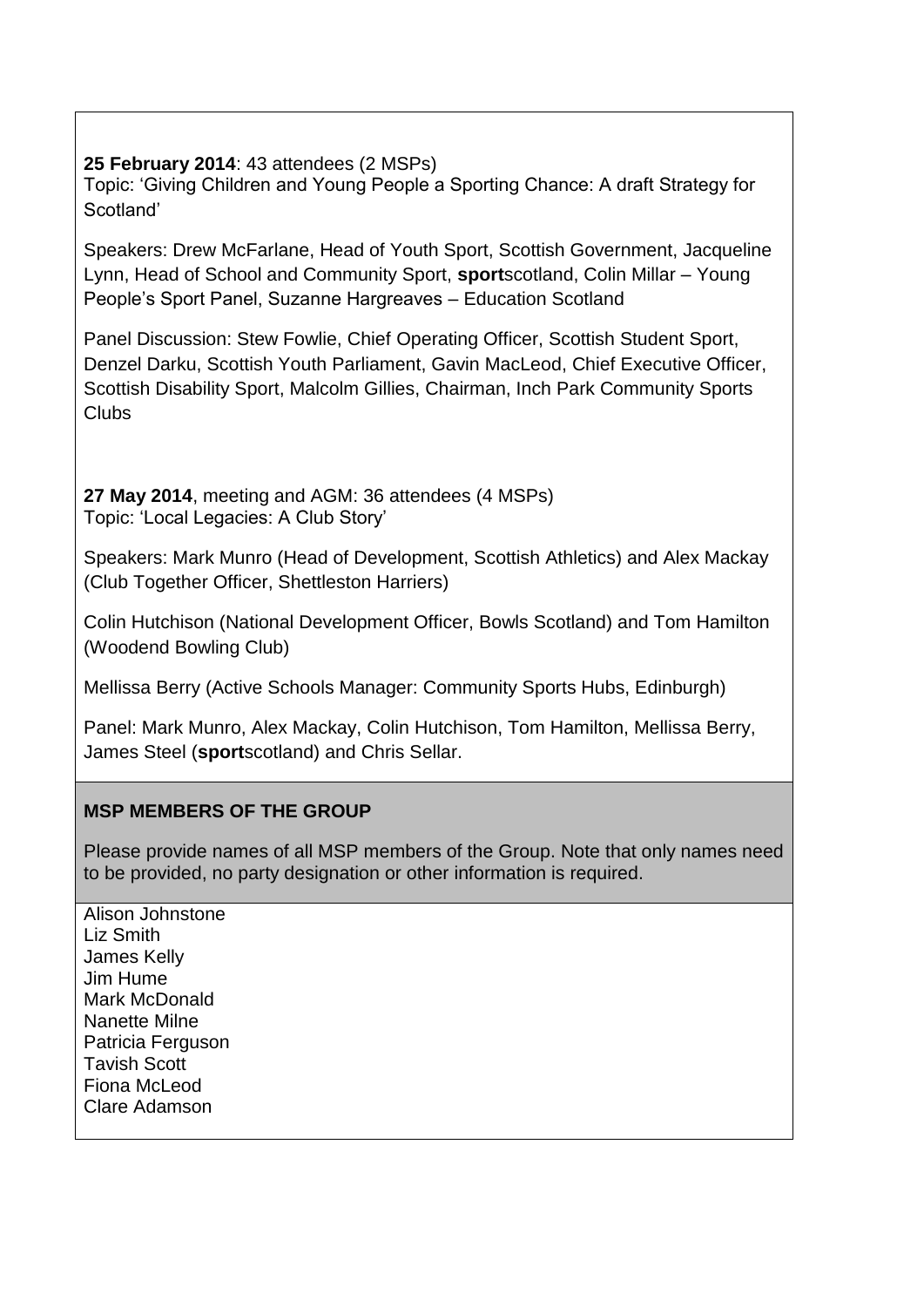**25 February 2014**: 43 attendees (2 MSPs)
Topic: 'Giving Children and Young People a Sporting Chance: A draft Strategy for Scotland'

Speakers: Drew McFarlane, Head of Youth Sport, Scottish Government, Jacqueline Lynn, Head of School and Community Sport, **sport**scotland, Colin Millar – Young People's Sport Panel, Suzanne Hargreaves – Education Scotland

Panel Discussion: Stew Fowlie, Chief Operating Officer, Scottish Student Sport, Denzel Darku, Scottish Youth Parliament, Gavin MacLeod, Chief Executive Officer, Scottish Disability Sport, Malcolm Gillies, Chairman, Inch Park Community Sports Clubs

**27 May 2014**, meeting and AGM: 36 attendees (4 MSPs)
Topic: 'Local Legacies: A Club Story'

Speakers: Mark Munro (Head of Development, Scottish Athletics) and Alex Mackay (Club Together Officer, Shettleston Harriers)

Colin Hutchison (National Development Officer, Bowls Scotland) and Tom Hamilton (Woodend Bowling Club)

Mellissa Berry (Active Schools Manager: Community Sports Hubs, Edinburgh)

Panel: Mark Munro, Alex Mackay, Colin Hutchison, Tom Hamilton, Mellissa Berry, James Steel (**sport**scotland) and Chris Sellar.

**MSP MEMBERS OF THE GROUP**

Please provide names of all MSP members of the Group. Note that only names need to be provided, no party designation or other information is required.

Alison Johnstone
Liz Smith
James Kelly
Jim Hume
Mark McDonald
Nanette Milne
Patricia Ferguson
Tavish Scott
Fiona McLeod
Clare Adamson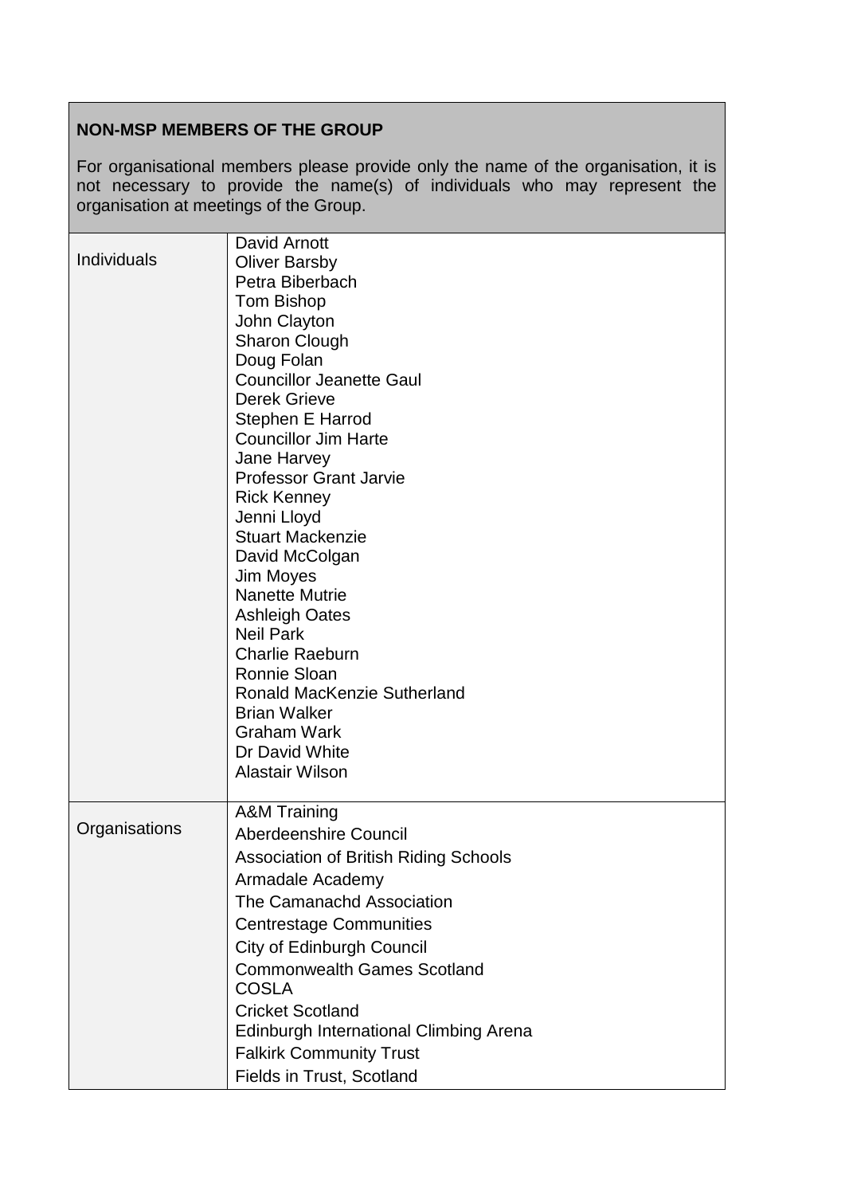| **NON-MSP MEMBERS OF THE GROUP**<br><br>For organisational members please provide only the name of the organisation, it is not necessary to provide the name(s) of individuals who may represent the organisation at meetings of the Group. | |
|---|---|
| Individuals | David Arnott<br>Oliver Barsby<br>Petra Biberbach<br>Tom Bishop<br>John Clayton<br>Sharon Clough<br>Doug Folan<br>Councillor Jeanette Gaul<br>Derek Grieve<br>Stephen E Harrod<br>Councillor Jim Harte<br>Jane Harvey<br>Professor Grant Jarvie<br>Rick Kenney<br>Jenni Lloyd<br>Stuart Mackenzie<br>David McColgan<br>Jim Moyes<br>Nanette Mutrie<br>Ashleigh Oates<br>Neil Park<br>Charlie Raeburn<br>Ronnie Sloan<br>Ronald MacKenzie Sutherland<br>Brian Walker<br>Graham Wark<br>Dr David White<br>Alastair Wilson |
| Organisations | A&M Training<br>Aberdeenshire Council<br>Association of British Riding Schools<br>Armadale Academy<br>The Camanachd Association<br>Centrestage Communities<br>City of Edinburgh Council<br>Commonwealth Games Scotland<br>COSLA<br>Cricket Scotland<br>Edinburgh International Climbing Arena<br>Falkirk Community Trust<br>Fields in Trust, Scotland |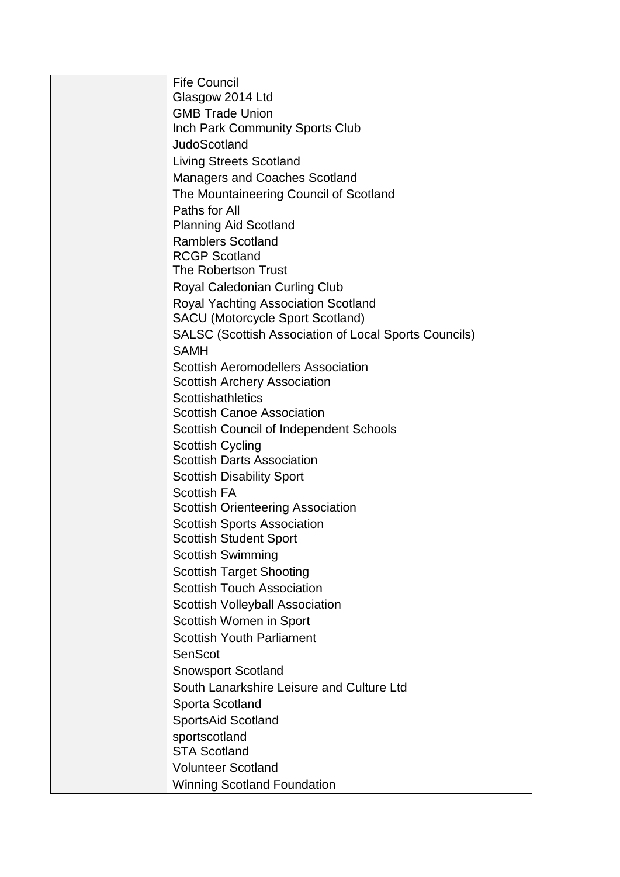| | |
|---|---|
| | Fife Council<br>Glasgow 2014 Ltd<br>GMB Trade Union<br>Inch Park Community Sports Club<br>JudoScotland<br>Living Streets Scotland<br>Managers and Coaches Scotland<br>The Mountaineering Council of Scotland<br>Paths for All<br>Planning Aid Scotland<br>Ramblers Scotland<br>RCGP Scotland<br>The Robertson Trust<br>Royal Caledonian Curling Club<br>Royal Yachting Association Scotland<br>SACU (Motorcycle Sport Scotland)<br>SALSC (Scottish Association of Local Sports Councils)<br>SAMH<br>Scottish Aeromodellers Association<br>Scottish Archery Association<br>Scottishathletics<br>Scottish Canoe Association<br>Scottish Council of Independent Schools<br>Scottish Cycling<br>Scottish Darts Association<br>Scottish Disability Sport<br>Scottish FA<br>Scottish Orienteering Association<br>Scottish Sports Association<br>Scottish Student Sport<br>Scottish Swimming<br>Scottish Target Shooting<br>Scottish Touch Association<br>Scottish Volleyball Association<br>Scottish Women in Sport<br>Scottish Youth Parliament<br>SenScot<br>Snowsport Scotland<br>South Lanarkshire Leisure and Culture Ltd<br>Sporta Scotland<br>SportsAid Scotland<br>sportscotland<br>STA Scotland<br>Volunteer Scotland<br>Winning Scotland Foundation |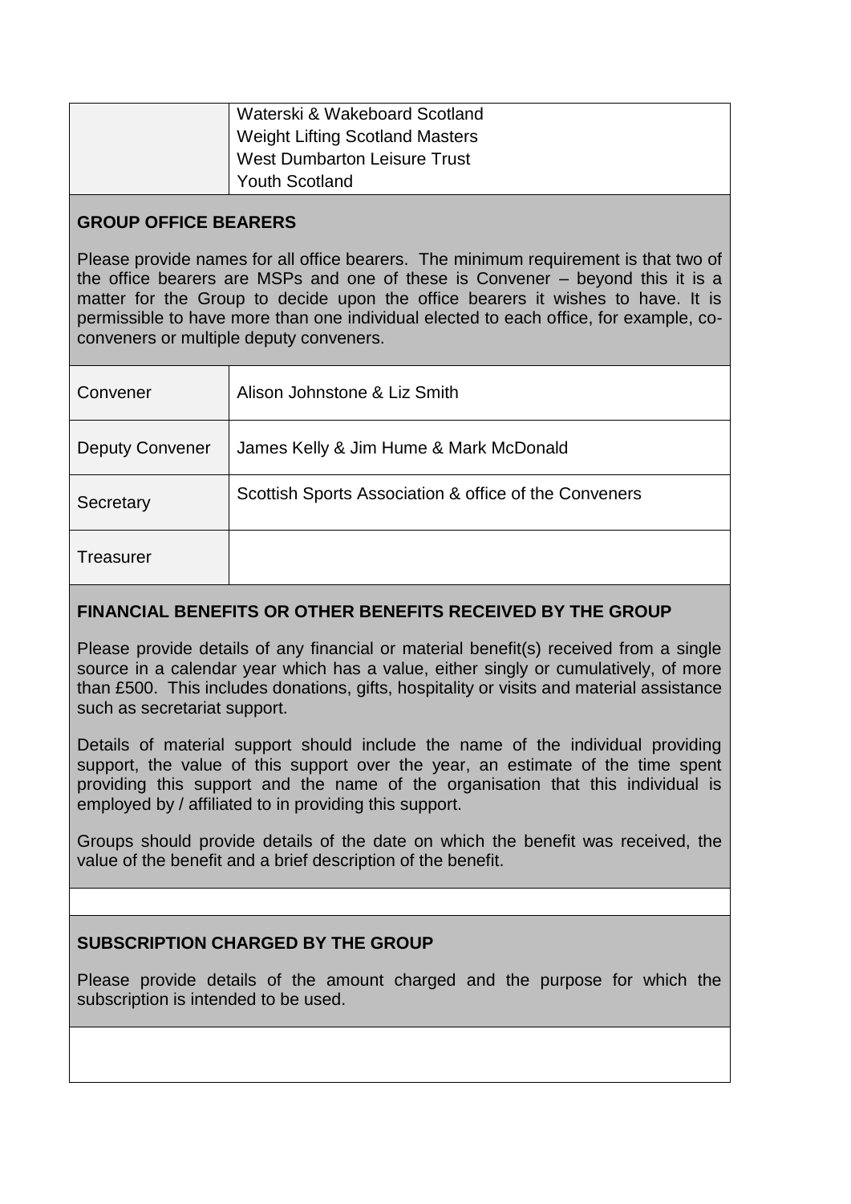| | Waterski & Wakeboard Scotland<br>Weight Lifting Scotland Masters<br>West Dumbarton Leisure Trust<br>Youth Scotland |
|---|---|

**GROUP OFFICE BEARERS**

Please provide names for all office bearers. The minimum requirement is that two of the office bearers are MSPs and one of these is Convener – beyond this it is a matter for the Group to decide upon the office bearers it wishes to have. It is permissible to have more than one individual elected to each office, for example, co-conveners or multiple deputy conveners.

| | |
|---|---|
| Convener | Alison Johnstone & Liz Smith |
| Deputy Convener | James Kelly & Jim Hume & Mark McDonald |
| Secretary | Scottish Sports Association & office of the Conveners |
| Treasurer | |

**FINANCIAL BENEFITS OR OTHER BENEFITS RECEIVED BY THE GROUP**

Please provide details of any financial or material benefit(s) received from a single source in a calendar year which has a value, either singly or cumulatively, of more than £500. This includes donations, gifts, hospitality or visits and material assistance such as secretariat support.

Details of material support should include the name of the individual providing support, the value of this support over the year, an estimate of the time spent providing this support and the name of the organisation that this individual is employed by / affiliated to in providing this support.

Groups should provide details of the date on which the benefit was received, the value of the benefit and a brief description of the benefit.

**SUBSCRIPTION CHARGED BY THE GROUP**

Please provide details of the amount charged and the purpose for which the subscription is intended to be used.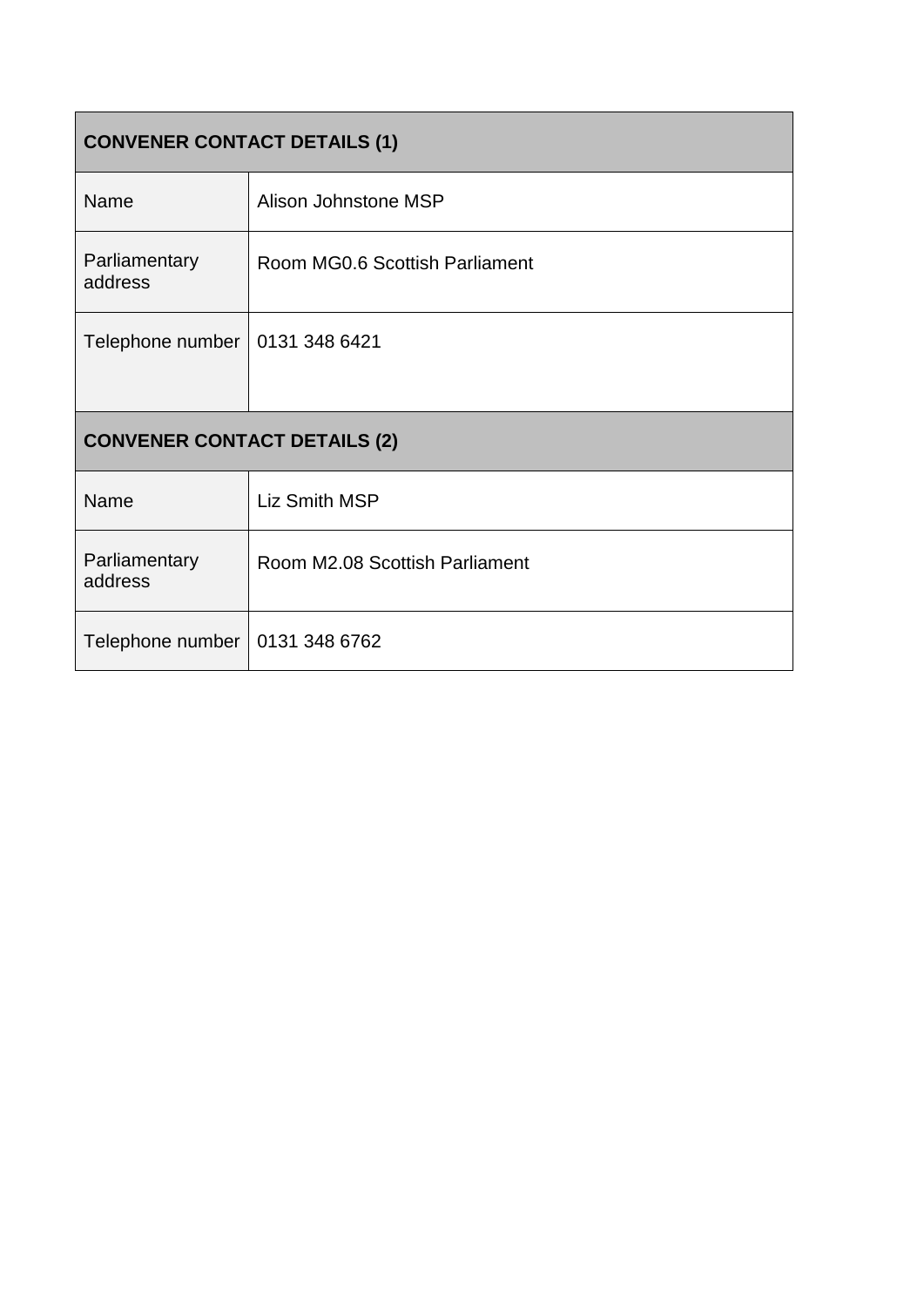| CONVENER CONTACT DETAILS (1) | |
|---|---|
| Name | Alison Johnstone MSP |
| Parliamentary address | Room MG0.6 Scottish Parliament |
| Telephone number | 0131 348 6421 |

| CONVENER CONTACT DETAILS (2) | |
|---|---|
| Name | Liz Smith MSP |
| Parliamentary address | Room M2.08 Scottish Parliament |
| Telephone number | 0131 348 6762 |